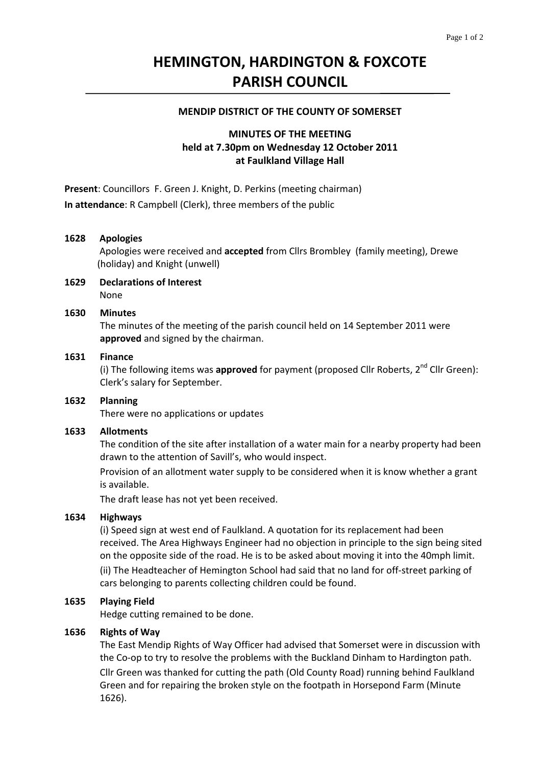# HEMINGTON, HARDINGTON & FOXCOTE PARISH COUNCIL

**MENDIP DISTRICT OF THE COUNTY OF SOMERSET**

**MINUTES OF THE MEETING**
**held at 7.30pm on Wednesday 12 October 2011**
**at Faulkland Village Hall**

**Present**: Councillors F. Green J. Knight, D. Perkins (meeting chairman)

**In attendance**: R Campbell (Clerk), three members of the public

**1628 Apologies**

Apologies were received and **accepted** from Cllrs Brombley (family meeting), Drewe (holiday) and Knight (unwell)

**1629 Declarations of Interest**

None

**1630 Minutes**

The minutes of the meeting of the parish council held on 14 September 2011 were **approved** and signed by the chairman.

**1631 Finance**

(i) The following items was **approved** for payment (proposed Cllr Roberts, 2nd Cllr Green): Clerk's salary for September.

**1632 Planning**

There were no applications or updates

**1633 Allotments**

The condition of the site after installation of a water main for a nearby property had been drawn to the attention of Savill's, who would inspect.

Provision of an allotment water supply to be considered when it is know whether a grant is available.

The draft lease has not yet been received.

**1634 Highways**

(i) Speed sign at west end of Faulkland. A quotation for its replacement had been received. The Area Highways Engineer had no objection in principle to the sign being sited on the opposite side of the road. He is to be asked about moving it into the 40mph limit.

(ii) The Headteacher of Hemington School had said that no land for off-street parking of cars belonging to parents collecting children could be found.

**1635 Playing Field**

Hedge cutting remained to be done.

**1636 Rights of Way**

The East Mendip Rights of Way Officer had advised that Somerset were in discussion with the Co-op to try to resolve the problems with the Buckland Dinham to Hardington path.

Cllr Green was thanked for cutting the path (Old County Road) running behind Faulkland Green and for repairing the broken style on the footpath in Horsepond Farm (Minute 1626).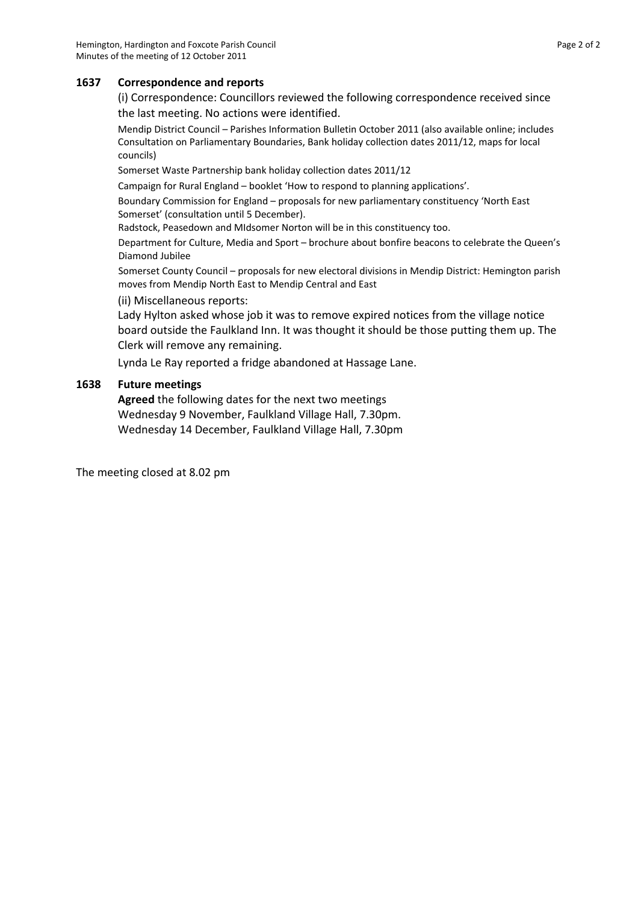## 1637 Correspondence and reports

(i) Correspondence: Councillors reviewed the following correspondence received since the last meeting. No actions were identified.

Mendip District Council – Parishes Information Bulletin October 2011 (also available online; includes Consultation on Parliamentary Boundaries, Bank holiday collection dates 2011/12, maps for local councils)

Somerset Waste Partnership bank holiday collection dates 2011/12

Campaign for Rural England – booklet 'How to respond to planning applications'.

Boundary Commission for England – proposals for new parliamentary constituency 'North East Somerset' (consultation until 5 December).

Radstock, Peasedown and MIdsomer Norton will be in this constituency too.

Department for Culture, Media and Sport – brochure about bonfire beacons to celebrate the Queen's Diamond Jubilee

Somerset County Council – proposals for new electoral divisions in Mendip District: Hemington parish moves from Mendip North East to Mendip Central and East

(ii) Miscellaneous reports:

Lady Hylton asked whose job it was to remove expired notices from the village notice board outside the Faulkland Inn. It was thought it should be those putting them up. The Clerk will remove any remaining.

Lynda Le Ray reported a fridge abandoned at Hassage Lane.

## 1638 Future meetings

**Agreed** the following dates for the next two meetings

Wednesday 9 November, Faulkland Village Hall, 7.30pm.

Wednesday 14 December, Faulkland Village Hall, 7.30pm

The meeting closed at 8.02 pm